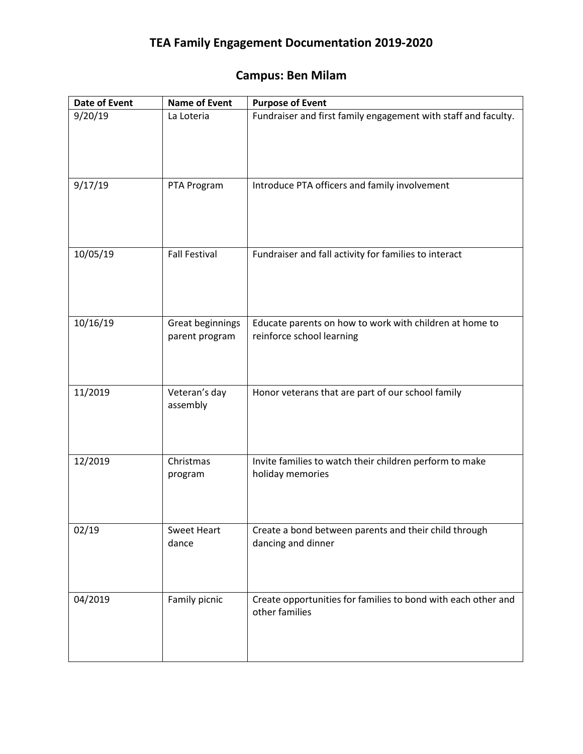# TEA Family Engagement Documentation 2019-2020

## Campus: Ben Milam

| Date of Event | Name of Event | Purpose of Event |
|---|---|---|
| 9/20/19 | La Loteria | Fundraiser and first family engagement with staff and faculty. |
| 9/17/19 | PTA Program | Introduce PTA officers and family involvement |
| 10/05/19 | Fall Festival | Fundraiser and fall activity for families to interact |
| 10/16/19 | Great beginnings parent program | Educate parents on how to work with children at home to reinforce school learning |
| 11/2019 | Veteran's day assembly | Honor veterans that are part of our school family |
| 12/2019 | Christmas program | Invite families to watch their children perform to make holiday memories |
| 02/19 | Sweet Heart dance | Create a bond between parents and their child through dancing and dinner |
| 04/2019 | Family picnic | Create opportunities for families to bond with each other and other families |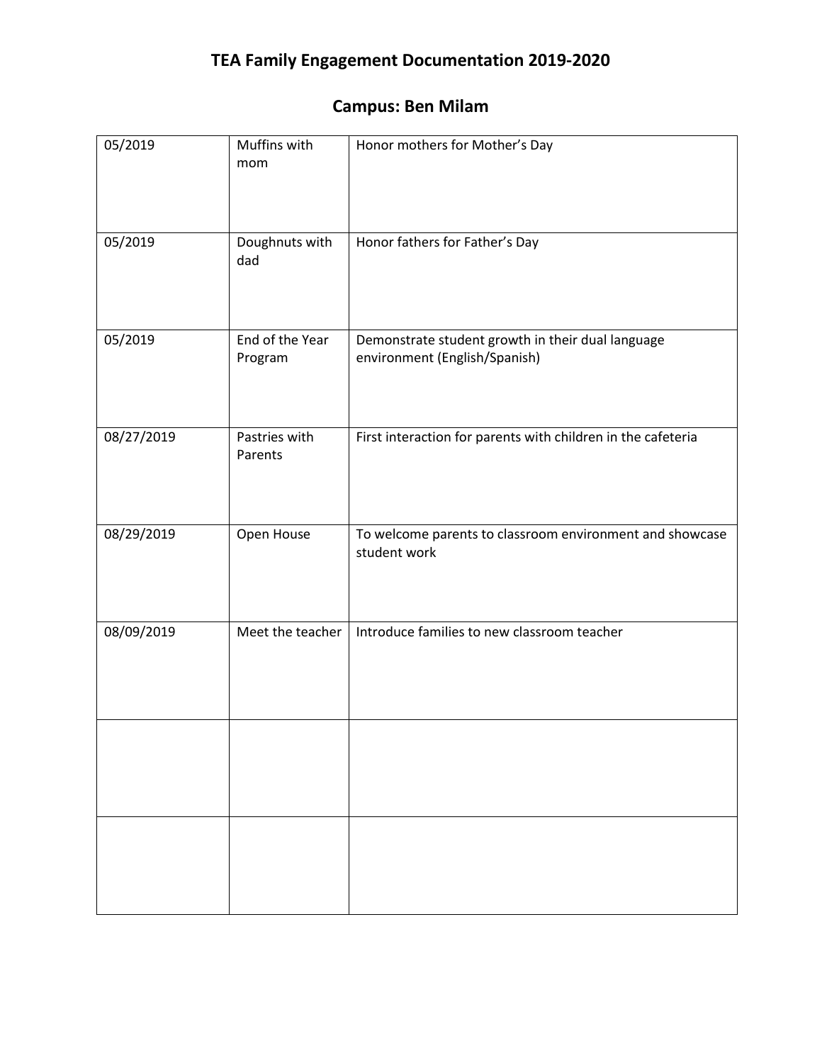# TEA Family Engagement Documentation 2019-2020

## Campus: Ben Milam

| | | |
|---|---|---|
| 05/2019 | Muffins with mom | Honor mothers for Mother's Day |
| 05/2019 | Doughnuts with dad | Honor fathers for Father's Day |
| 05/2019 | End of the Year Program | Demonstrate student growth in their dual language environment (English/Spanish) |
| 08/27/2019 | Pastries with Parents | First interaction for parents with children in the cafeteria |
| 08/29/2019 | Open House | To welcome parents to classroom environment and showcase student work |
| 08/09/2019 | Meet the teacher | Introduce families to new classroom teacher |
| | | |
| | | |